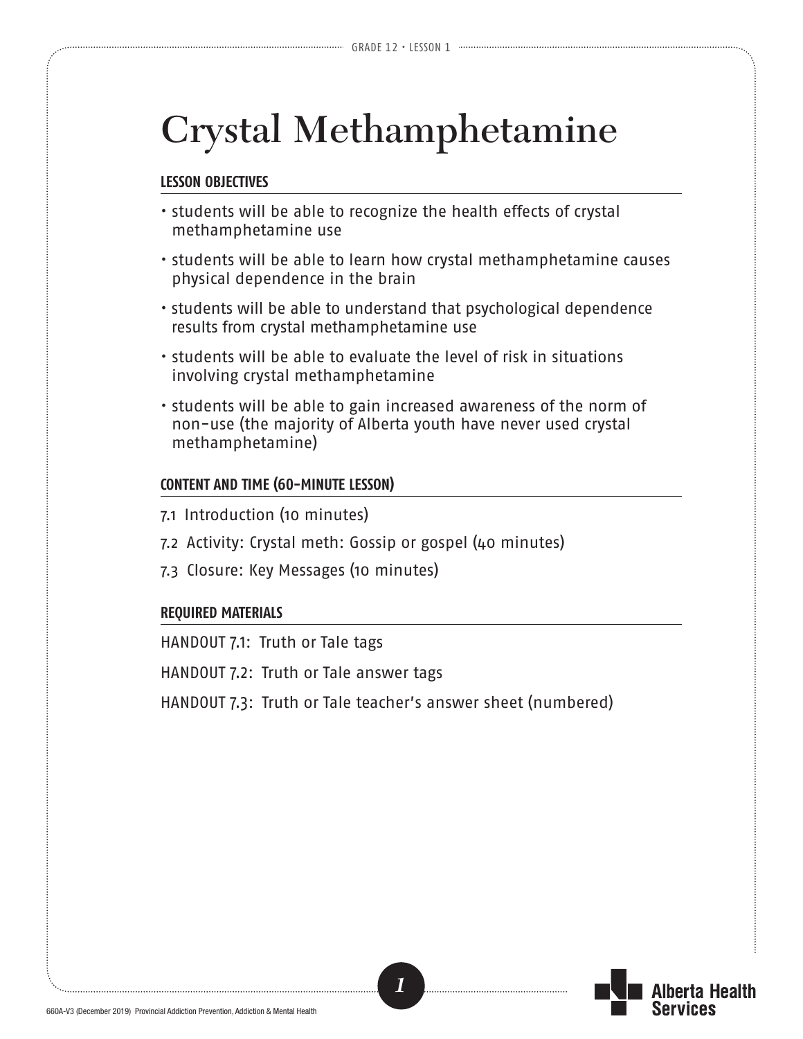# Crystal Methamphetamine

## LESSON OBJECTIVES

- students will be able to recognize the health effects of crystal methamphetamine use
- students will be able to learn how crystal methamphetamine causes physical dependence in the brain
- students will be able to understand that psychological dependence results from crystal methamphetamine use
- students will be able to evaluate the level of risk in situations involving crystal methamphetamine
- students will be able to gain increased awareness of the norm of non-use (the majority of Alberta youth have never used crystal methamphetamine)

## CONTENT AND TIME (60-MINUTE LESSON)

7.1 Introduction (10 minutes)

7.2 Activity: Crystal meth: Gossip or gospel (40 minutes)

7.3 Closure: Key Messages (10 minutes)

## REQUIRED MATERIALS

HANDOUT 7.1: Truth or Tale tags

HANDOUT 7.2: Truth or Tale answer tags

HANDOUT 7.3: Truth or Tale teacher's answer sheet (numbered)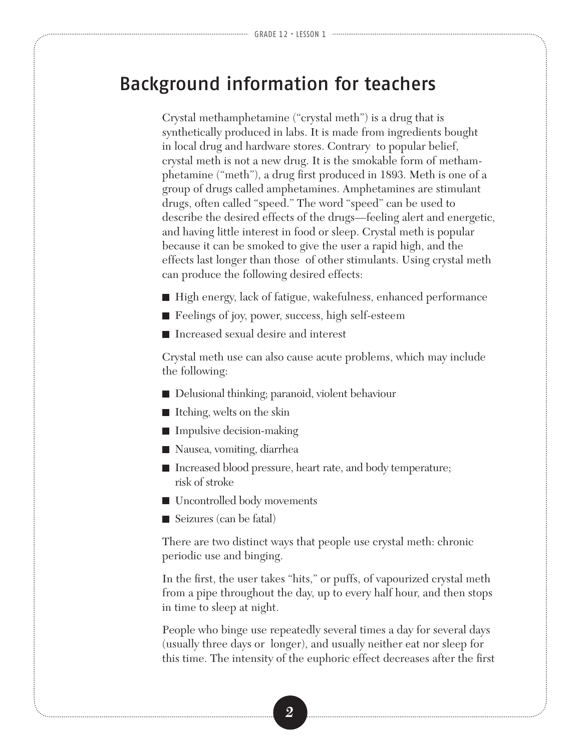## Background information for teachers

Crystal methamphetamine ("crystal meth") is a drug that is synthetically produced in labs. It is made from ingredients bought in local drug and hardware stores. Contrary to popular belief, crystal meth is not a new drug. It is the smokable form of methamphetamine ("meth"), a drug first produced in 1893. Meth is one of a group of drugs called amphetamines. Amphetamines are stimulant drugs, often called "speed." The word "speed" can be used to describe the desired effects of the drugs—feeling alert and energetic, and having little interest in food or sleep. Crystal meth is popular because it can be smoked to give the user a rapid high, and the effects last longer than those of other stimulants. Using crystal meth can produce the following desired effects:

- High energy, lack of fatigue, wakefulness, enhanced performance
- Feelings of joy, power, success, high self-esteem
- Increased sexual desire and interest

Crystal meth use can also cause acute problems, which may include the following:

- Delusional thinking; paranoid, violent behaviour
- Itching, welts on the skin
- Impulsive decision-making
- Nausea, vomiting, diarrhea
- Increased blood pressure, heart rate, and body temperature; risk of stroke
- Uncontrolled body movements
- Seizures (can be fatal)

There are two distinct ways that people use crystal meth: chronic periodic use and binging.

In the first, the user takes "hits," or puffs, of vapourized crystal meth from a pipe throughout the day, up to every half hour, and then stops in time to sleep at night.

People who binge use repeatedly several times a day for several days (usually three days or longer), and usually neither eat nor sleep for this time. The intensity of the euphoric effect decreases after the first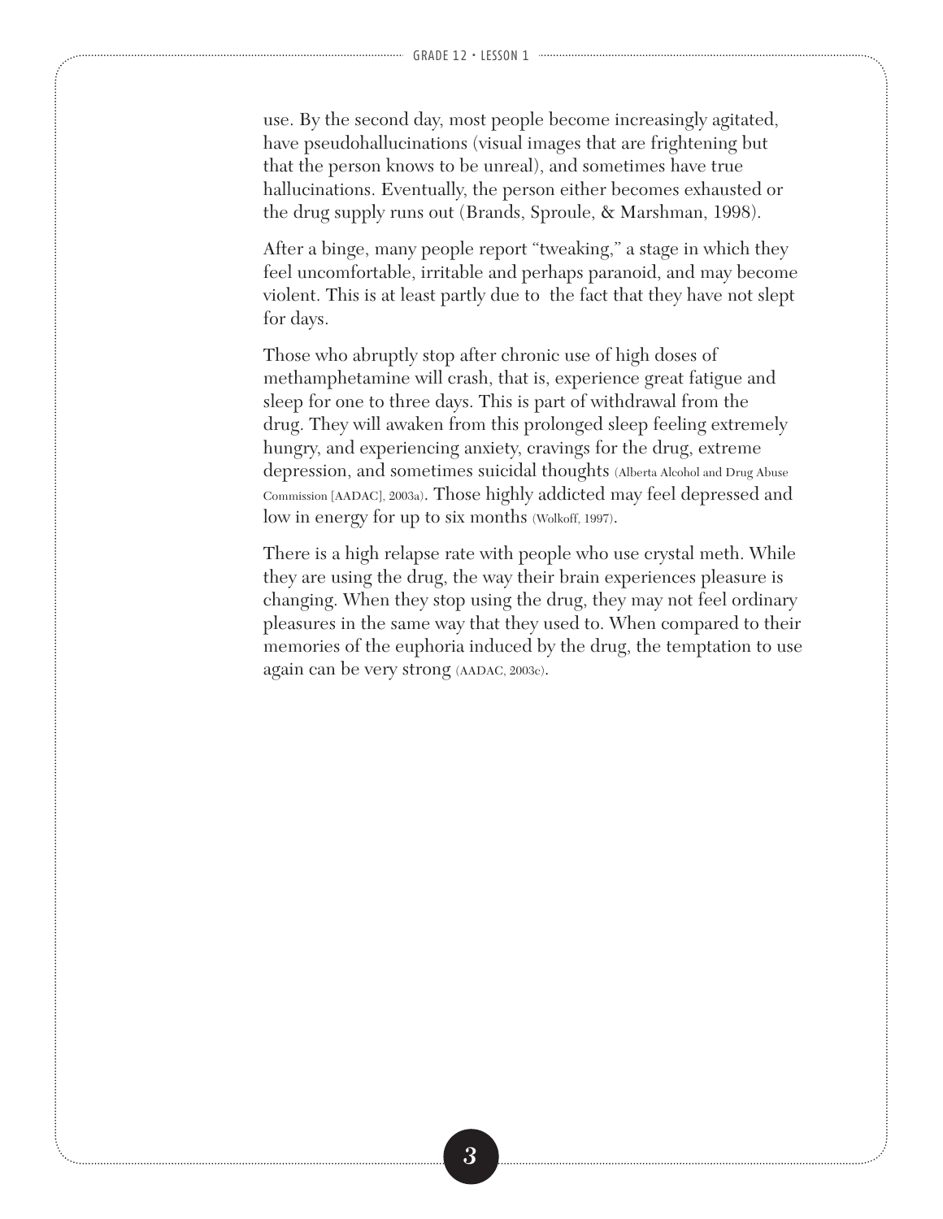use. By the second day, most people become increasingly agitated, have pseudohallucinations (visual images that are frightening but that the person knows to be unreal), and sometimes have true hallucinations. Eventually, the person either becomes exhausted or the drug supply runs out (Brands, Sproule, & Marshman, 1998).

After a binge, many people report "tweaking," a stage in which they feel uncomfortable, irritable and perhaps paranoid, and may become violent. This is at least partly due to the fact that they have not slept for days.

Those who abruptly stop after chronic use of high doses of methamphetamine will crash, that is, experience great fatigue and sleep for one to three days. This is part of withdrawal from the drug. They will awaken from this prolonged sleep feeling extremely hungry, and experiencing anxiety, cravings for the drug, extreme depression, and sometimes suicidal thoughts (Alberta Alcohol and Drug Abuse Commission [AADAC], 2003a). Those highly addicted may feel depressed and low in energy for up to six months (Wolkoff, 1997).

There is a high relapse rate with people who use crystal meth. While they are using the drug, the way their brain experiences pleasure is changing. When they stop using the drug, they may not feel ordinary pleasures in the same way that they used to. When compared to their memories of the euphoria induced by the drug, the temptation to use again can be very strong (AADAC, 2003c).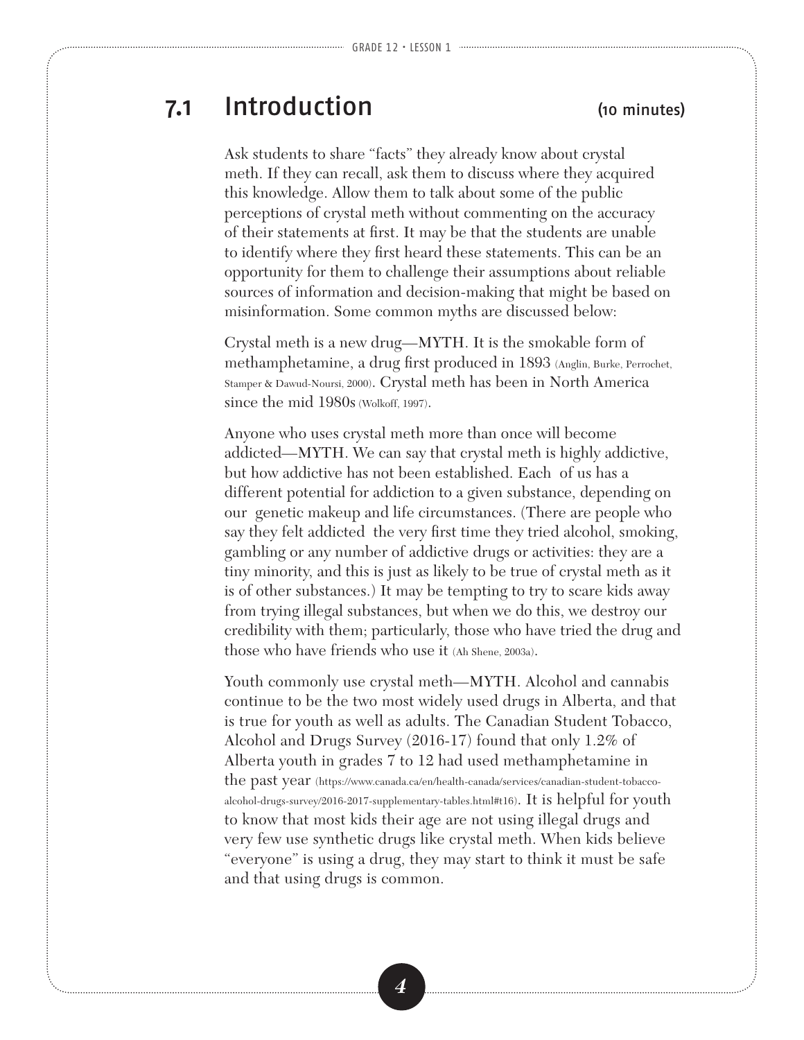## 7.1 Introduction (10 minutes)

Ask students to share "facts" they already know about crystal meth. If they can recall, ask them to discuss where they acquired this knowledge. Allow them to talk about some of the public perceptions of crystal meth without commenting on the accuracy of their statements at first. It may be that the students are unable to identify where they first heard these statements. This can be an opportunity for them to challenge their assumptions about reliable sources of information and decision-making that might be based on misinformation. Some common myths are discussed below:

Crystal meth is a new drug—MYTH. It is the smokable form of methamphetamine, a drug first produced in 1893 (Anglin, Burke, Perrochet, Stamper & Dawud-Noursi, 2000). Crystal meth has been in North America since the mid 1980s (Wolkoff, 1997).

Anyone who uses crystal meth more than once will become addicted—MYTH. We can say that crystal meth is highly addictive, but how addictive has not been established. Each of us has a different potential for addiction to a given substance, depending on our genetic makeup and life circumstances. (There are people who say they felt addicted the very first time they tried alcohol, smoking, gambling or any number of addictive drugs or activities: they are a tiny minority, and this is just as likely to be true of crystal meth as it is of other substances.) It may be tempting to try to scare kids away from trying illegal substances, but when we do this, we destroy our credibility with them; particularly, those who have tried the drug and those who have friends who use it (Ah Shene, 2003a).

Youth commonly use crystal meth—MYTH. Alcohol and cannabis continue to be the two most widely used drugs in Alberta, and that is true for youth as well as adults. The Canadian Student Tobacco, Alcohol and Drugs Survey (2016-17) found that only 1.2% of Alberta youth in grades 7 to 12 had used methamphetamine in the past year (https://www.canada.ca/en/health-canada/services/canadian-student-tobacco-alcohol-drugs-survey/2016-2017-supplementary-tables.html#t16). It is helpful for youth to know that most kids their age are not using illegal drugs and very few use synthetic drugs like crystal meth. When kids believe "everyone" is using a drug, they may start to think it must be safe and that using drugs is common.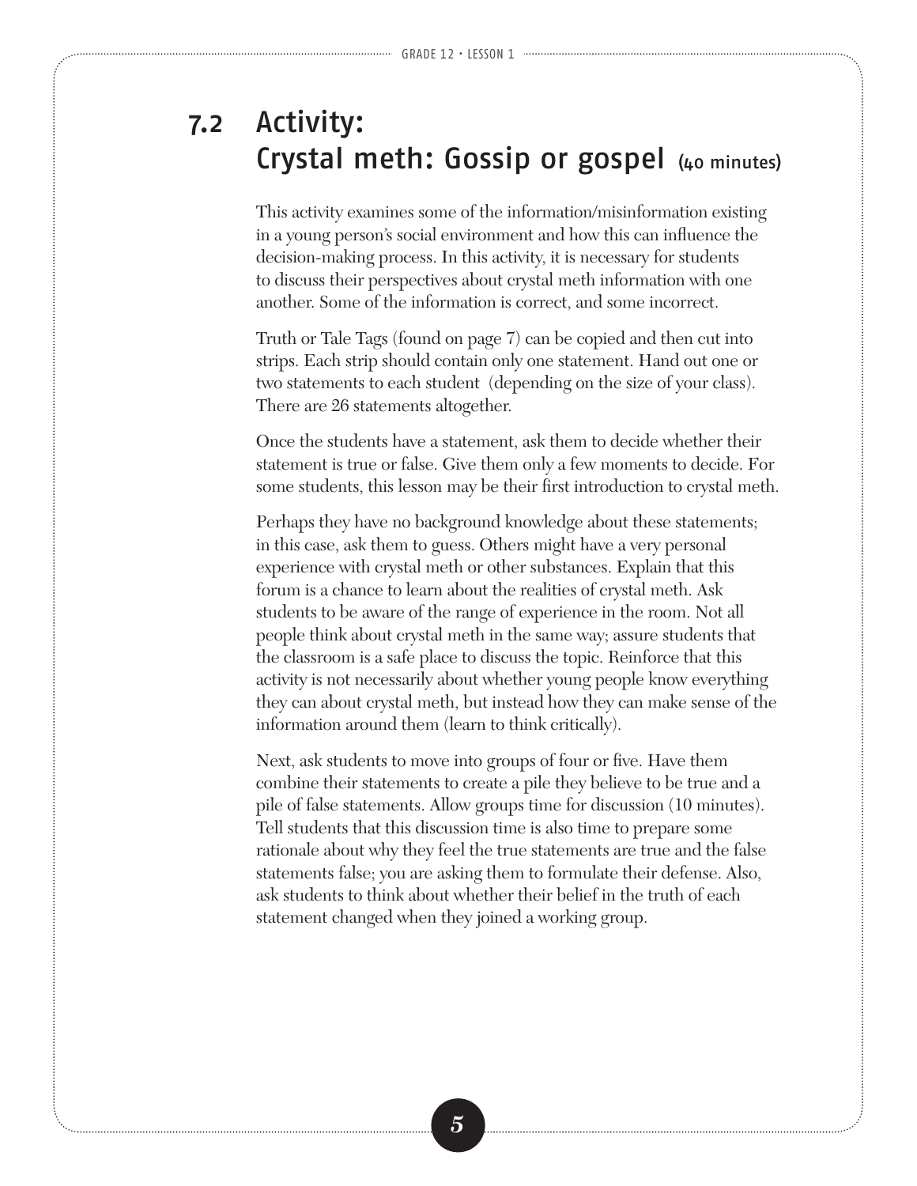## 7.2 Activity: Crystal meth: Gossip or gospel (40 minutes)

This activity examines some of the information/misinformation existing in a young person's social environment and how this can influence the decision-making process. In this activity, it is necessary for students to discuss their perspectives about crystal meth information with one another. Some of the information is correct, and some incorrect.

Truth or Tale Tags (found on page 7) can be copied and then cut into strips. Each strip should contain only one statement. Hand out one or two statements to each student (depending on the size of your class). There are 26 statements altogether.

Once the students have a statement, ask them to decide whether their statement is true or false. Give them only a few moments to decide. For some students, this lesson may be their first introduction to crystal meth.

Perhaps they have no background knowledge about these statements; in this case, ask them to guess. Others might have a very personal experience with crystal meth or other substances. Explain that this forum is a chance to learn about the realities of crystal meth. Ask students to be aware of the range of experience in the room. Not all people think about crystal meth in the same way; assure students that the classroom is a safe place to discuss the topic. Reinforce that this activity is not necessarily about whether young people know everything they can about crystal meth, but instead how they can make sense of the information around them (learn to think critically).

Next, ask students to move into groups of four or five. Have them combine their statements to create a pile they believe to be true and a pile of false statements. Allow groups time for discussion (10 minutes). Tell students that this discussion time is also time to prepare some rationale about why they feel the true statements are true and the false statements false; you are asking them to formulate their defense. Also, ask students to think about whether their belief in the truth of each statement changed when they joined a working group.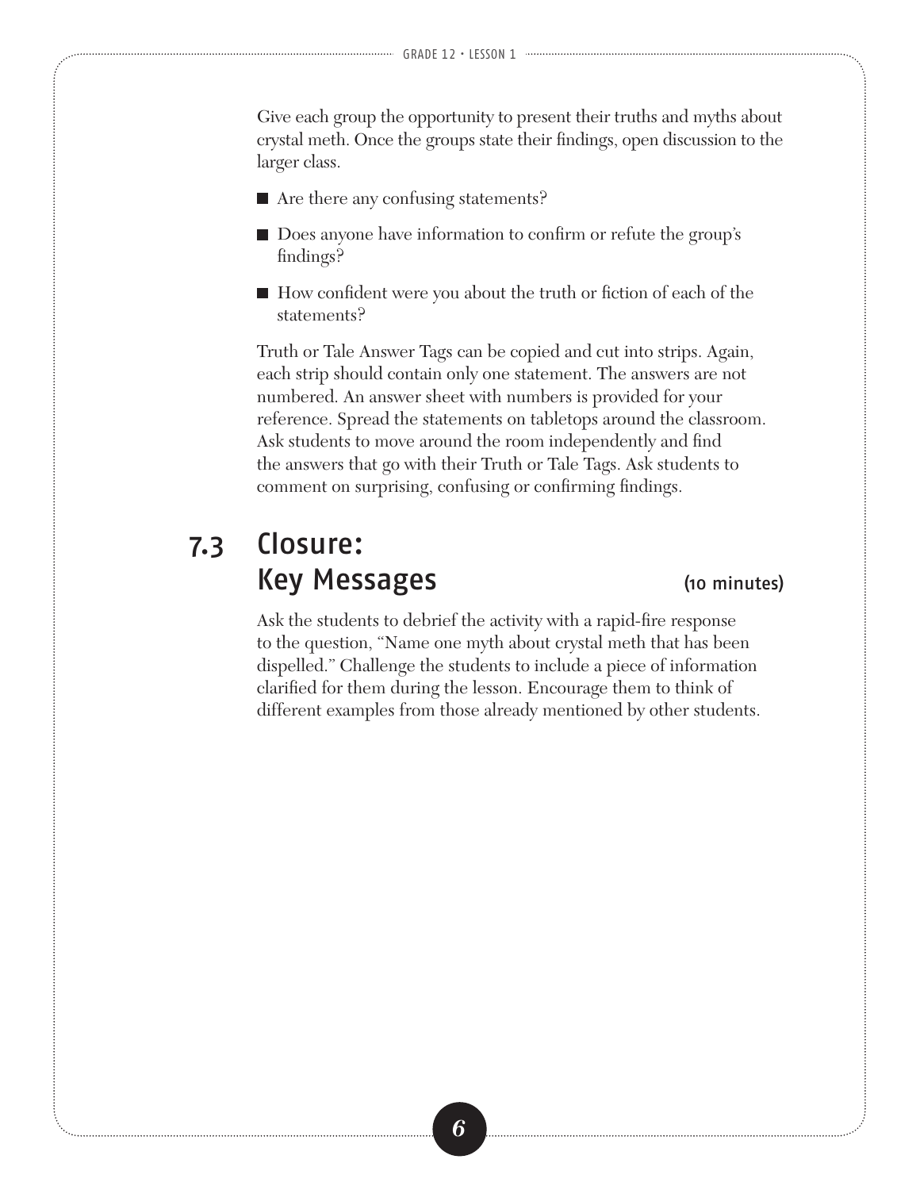Give each group the opportunity to present their truths and myths about crystal meth. Once the groups state their findings, open discussion to the larger class.

- Are there any confusing statements?
- Does anyone have information to confirm or refute the group's findings?
- How confident were you about the truth or fiction of each of the statements?

Truth or Tale Answer Tags can be copied and cut into strips. Again, each strip should contain only one statement. The answers are not numbered. An answer sheet with numbers is provided for your reference. Spread the statements on tabletops around the classroom. Ask students to move around the room independently and find the answers that go with their Truth or Tale Tags. Ask students to comment on surprising, confusing or confirming findings.

## 7.3 Closure: Key Messages (10 minutes)

Ask the students to debrief the activity with a rapid-fire response to the question, "Name one myth about crystal meth that has been dispelled." Challenge the students to include a piece of information clarified for them during the lesson. Encourage them to think of different examples from those already mentioned by other students.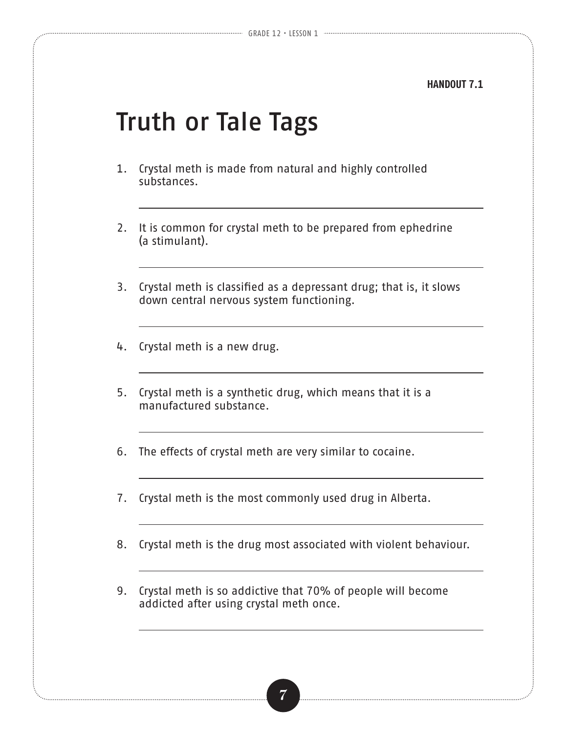**HANDOUT 7.1**

# Truth or Tale Tags

1. Crystal meth is made from natural and highly controlled substances.

2. It is common for crystal meth to be prepared from ephedrine (a stimulant).

3. Crystal meth is classified as a depressant drug; that is, it slows down central nervous system functioning.

4. Crystal meth is a new drug.

5. Crystal meth is a synthetic drug, which means that it is a manufactured substance.

6. The effects of crystal meth are very similar to cocaine.

7. Crystal meth is the most commonly used drug in Alberta.

8. Crystal meth is the drug most associated with violent behaviour.

9. Crystal meth is so addictive that 70% of people will become addicted after using crystal meth once.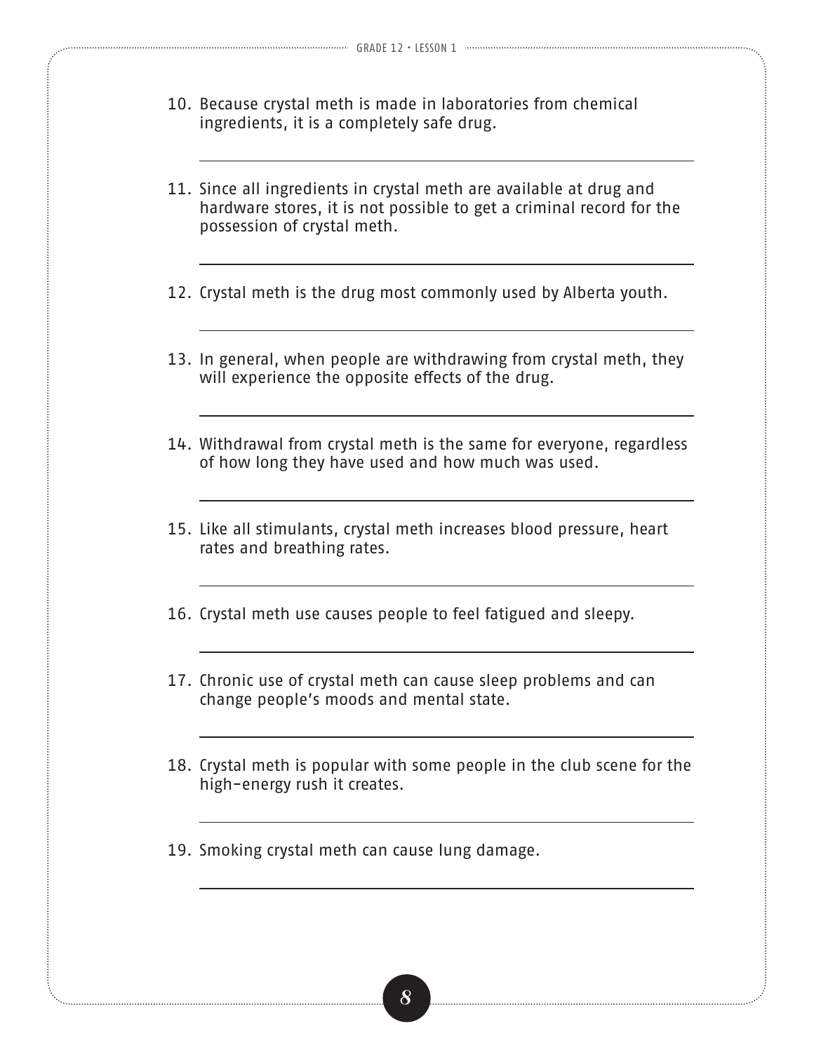10. Because crystal meth is made in laboratories from chemical ingredients, it is a completely safe drug.

    ______________________________________________

11. Since all ingredients in crystal meth are available at drug and hardware stores, it is not possible to get a criminal record for the possession of crystal meth.

    ______________________________________________

12. Crystal meth is the drug most commonly used by Alberta youth.

    ______________________________________________

13. In general, when people are withdrawing from crystal meth, they will experience the opposite effects of the drug.

    ______________________________________________

14. Withdrawal from crystal meth is the same for everyone, regardless of how long they have used and how much was used.

    ______________________________________________

15. Like all stimulants, crystal meth increases blood pressure, heart rates and breathing rates.

    ______________________________________________

16. Crystal meth use causes people to feel fatigued and sleepy.

    ______________________________________________

17. Chronic use of crystal meth can cause sleep problems and can change people's moods and mental state.

    ______________________________________________

18. Crystal meth is popular with some people in the club scene for the high-energy rush it creates.

    ______________________________________________

19. Smoking crystal meth can cause lung damage.

    ______________________________________________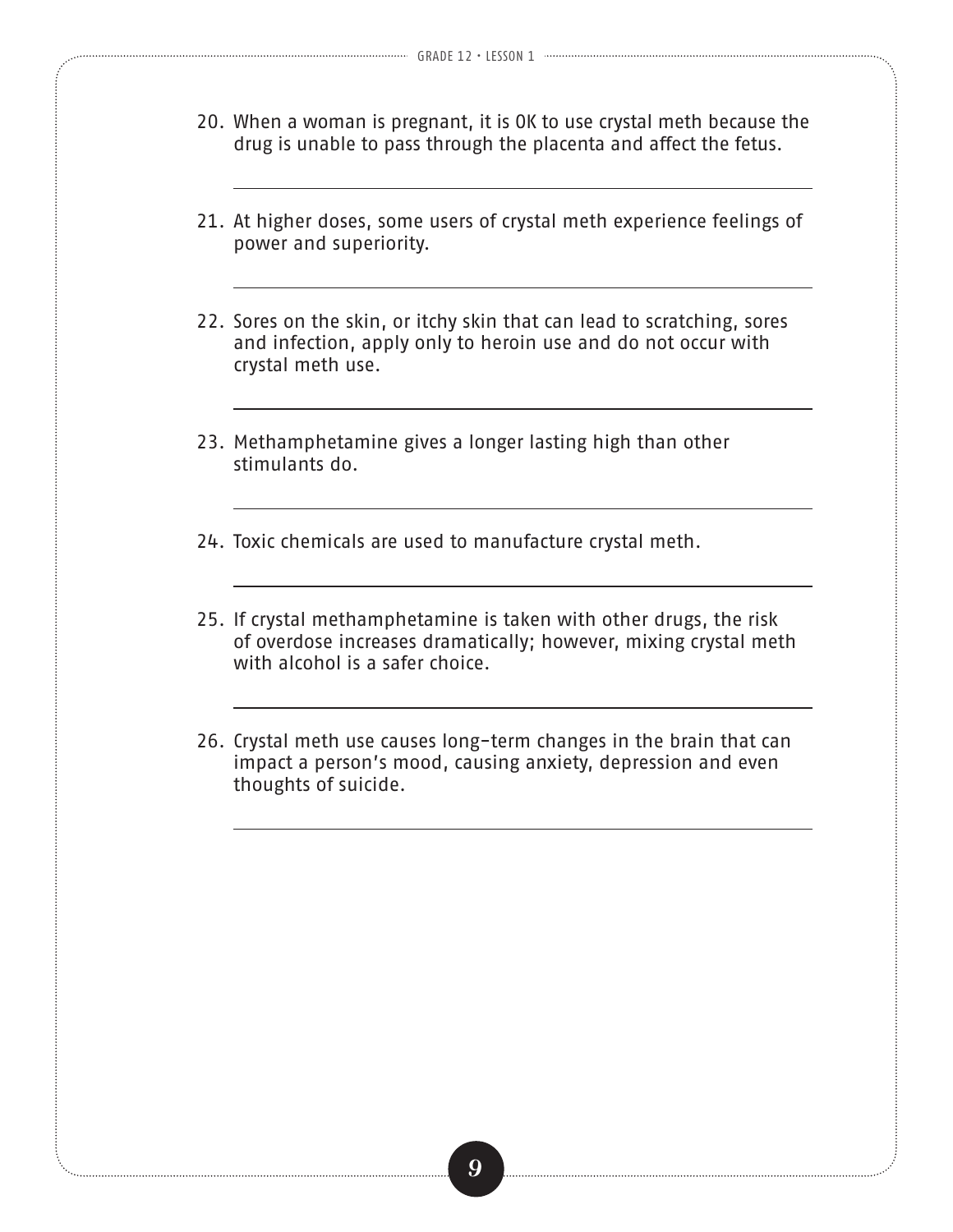20. When a woman is pregnant, it is OK to use crystal meth because the drug is unable to pass through the placenta and affect the fetus.

_______________________________________________

21. At higher doses, some users of crystal meth experience feelings of power and superiority.

_______________________________________________

22. Sores on the skin, or itchy skin that can lead to scratching, sores and infection, apply only to heroin use and do not occur with crystal meth use.

_______________________________________________

23. Methamphetamine gives a longer lasting high than other stimulants do.

_______________________________________________

24. Toxic chemicals are used to manufacture crystal meth.

_______________________________________________

25. If crystal methamphetamine is taken with other drugs, the risk of overdose increases dramatically; however, mixing crystal meth with alcohol is a safer choice.

_______________________________________________

26. Crystal meth use causes long-term changes in the brain that can impact a person's mood, causing anxiety, depression and even thoughts of suicide.

_______________________________________________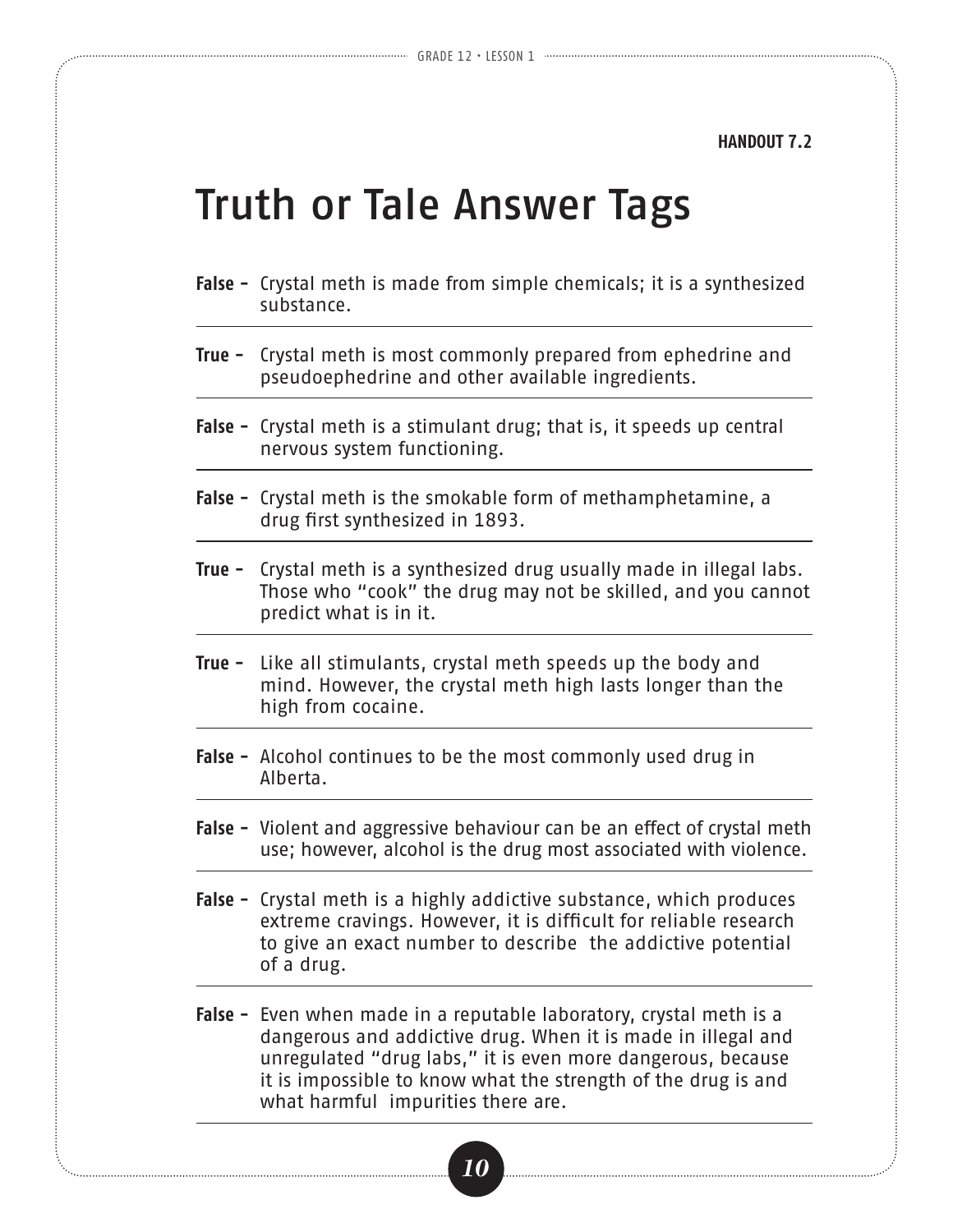**HANDOUT 7.2**

# Truth or Tale Answer Tags

**False –** Crystal meth is made from simple chemicals; it is a synthesized substance.

---

**True –** Crystal meth is most commonly prepared from ephedrine and pseudoephedrine and other available ingredients.

---

**False –** Crystal meth is a stimulant drug; that is, it speeds up central nervous system functioning.

---

**False –** Crystal meth is the smokable form of methamphetamine, a drug first synthesized in 1893.

---

**True –** Crystal meth is a synthesized drug usually made in illegal labs. Those who "cook" the drug may not be skilled, and you cannot predict what is in it.

---

**True –** Like all stimulants, crystal meth speeds up the body and mind. However, the crystal meth high lasts longer than the high from cocaine.

---

**False –** Alcohol continues to be the most commonly used drug in Alberta.

---

**False –** Violent and aggressive behaviour can be an effect of crystal meth use; however, alcohol is the drug most associated with violence.

---

**False –** Crystal meth is a highly addictive substance, which produces extreme cravings. However, it is difficult for reliable research to give an exact number to describe the addictive potential of a drug.

---

**False –** Even when made in a reputable laboratory, crystal meth is a dangerous and addictive drug. When it is made in illegal and unregulated "drug labs," it is even more dangerous, because it is impossible to know what the strength of the drug is and what harmful impurities there are.

---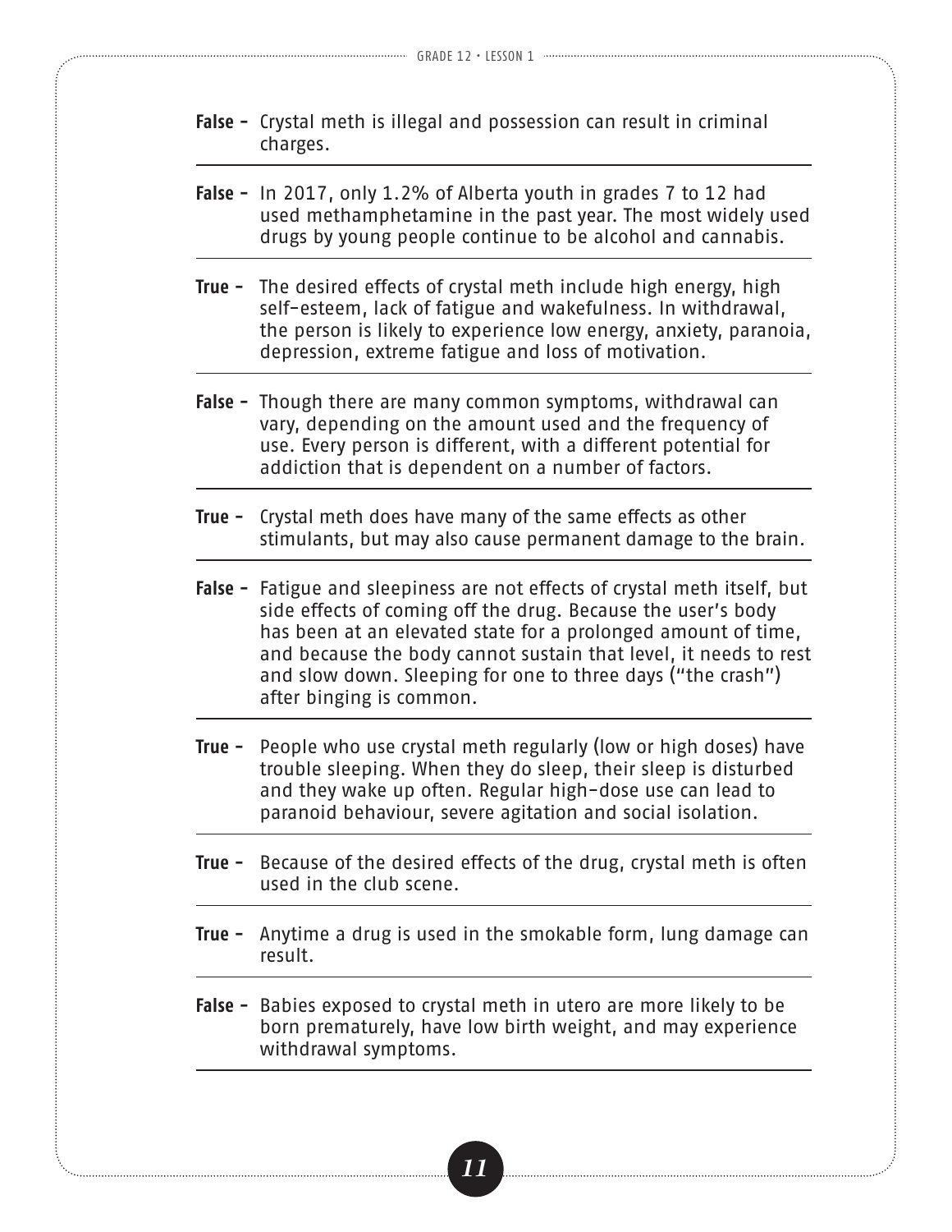**False –** Crystal meth is illegal and possession can result in criminal charges.

---

**False –** In 2017, only 1.2% of Alberta youth in grades 7 to 12 had used methamphetamine in the past year. The most widely used drugs by young people continue to be alcohol and cannabis.

---

**True –** The desired effects of crystal meth include high energy, high self-esteem, lack of fatigue and wakefulness. In withdrawal, the person is likely to experience low energy, anxiety, paranoia, depression, extreme fatigue and loss of motivation.

---

**False –** Though there are many common symptoms, withdrawal can vary, depending on the amount used and the frequency of use. Every person is different, with a different potential for addiction that is dependent on a number of factors.

---

**True –** Crystal meth does have many of the same effects as other stimulants, but may also cause permanent damage to the brain.

---

**False –** Fatigue and sleepiness are not effects of crystal meth itself, but side effects of coming off the drug. Because the user's body has been at an elevated state for a prolonged amount of time, and because the body cannot sustain that level, it needs to rest and slow down. Sleeping for one to three days ("the crash") after binging is common.

---

**True –** People who use crystal meth regularly (low or high doses) have trouble sleeping. When they do sleep, their sleep is disturbed and they wake up often. Regular high-dose use can lead to paranoid behaviour, severe agitation and social isolation.

---

**True –** Because of the desired effects of the drug, crystal meth is often used in the club scene.

---

**True –** Anytime a drug is used in the smokable form, lung damage can result.

---

**False –** Babies exposed to crystal meth in utero are more likely to be born prematurely, have low birth weight, and may experience withdrawal symptoms.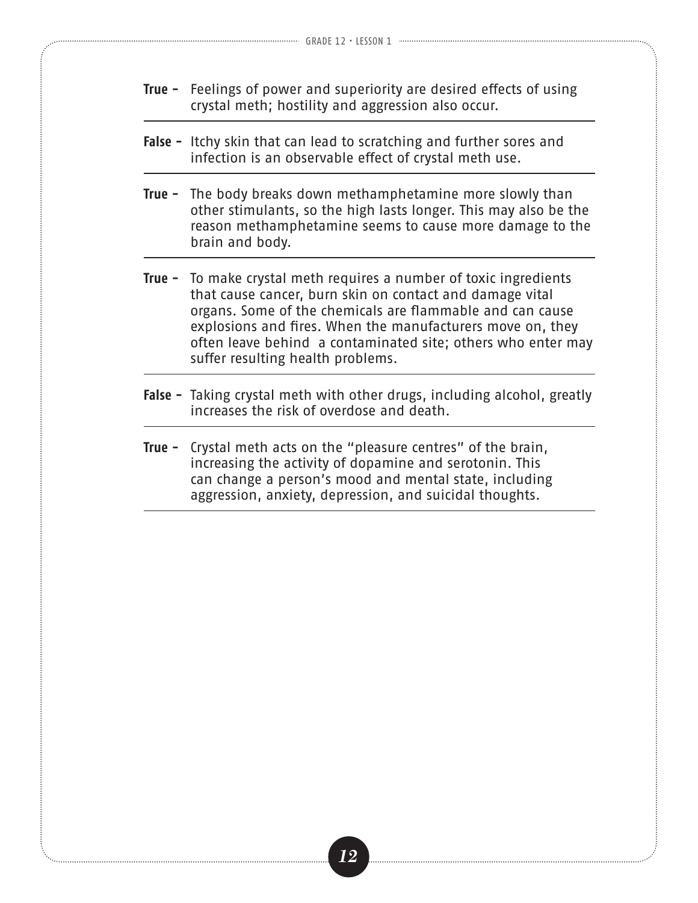**True –** Feelings of power and superiority are desired effects of using crystal meth; hostility and aggression also occur.

**False –** Itchy skin that can lead to scratching and further sores and infection is an observable effect of crystal meth use.

**True –** The body breaks down methamphetamine more slowly than other stimulants, so the high lasts longer. This may also be the reason methamphetamine seems to cause more damage to the brain and body.

**True –** To make crystal meth requires a number of toxic ingredients that cause cancer, burn skin on contact and damage vital organs. Some of the chemicals are flammable and can cause explosions and fires. When the manufacturers move on, they often leave behind a contaminated site; others who enter may suffer resulting health problems.

**False –** Taking crystal meth with other drugs, including alcohol, greatly increases the risk of overdose and death.

**True –** Crystal meth acts on the "pleasure centres" of the brain, increasing the activity of dopamine and serotonin. This can change a person's mood and mental state, including aggression, anxiety, depression, and suicidal thoughts.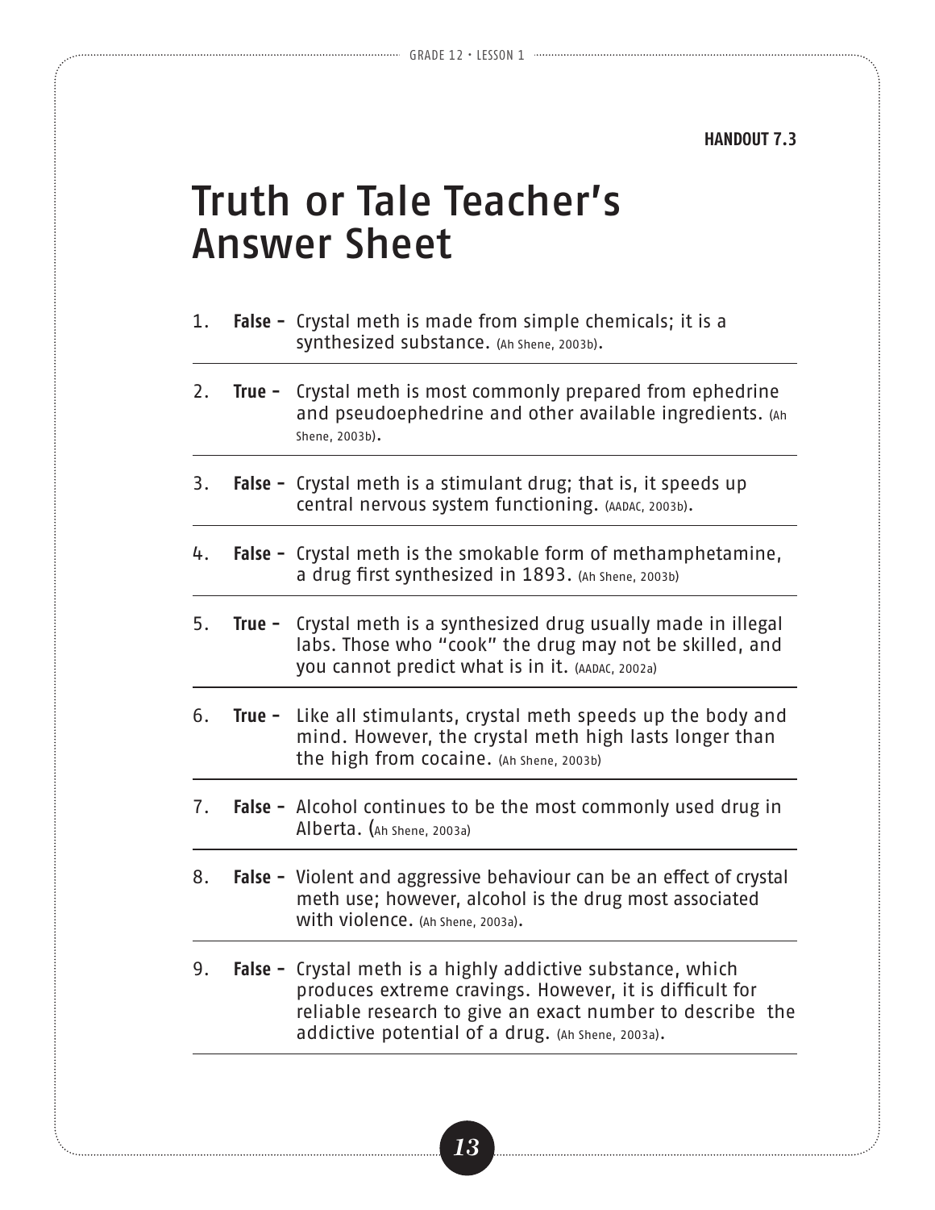**HANDOUT 7.3**

# Truth or Tale Teacher's Answer Sheet

1. **False -** Crystal meth is made from simple chemicals; it is a synthesized substance. (Ah Shene, 2003b).

2. **True -** Crystal meth is most commonly prepared from ephedrine and pseudoephedrine and other available ingredients. (Ah Shene, 2003b).

3. **False -** Crystal meth is a stimulant drug; that is, it speeds up central nervous system functioning. (AADAC, 2003b).

4. **False -** Crystal meth is the smokable form of methamphetamine, a drug first synthesized in 1893. (Ah Shene, 2003b)

5. **True -** Crystal meth is a synthesized drug usually made in illegal labs. Those who "cook" the drug may not be skilled, and you cannot predict what is in it. (AADAC, 2002a)

6. **True -** Like all stimulants, crystal meth speeds up the body and mind. However, the crystal meth high lasts longer than the high from cocaine. (Ah Shene, 2003b)

7. **False -** Alcohol continues to be the most commonly used drug in Alberta. (Ah Shene, 2003a)

8. **False -** Violent and aggressive behaviour can be an effect of crystal meth use; however, alcohol is the drug most associated with violence. (Ah Shene, 2003a).

9. **False -** Crystal meth is a highly addictive substance, which produces extreme cravings. However, it is difficult for reliable research to give an exact number to describe the addictive potential of a drug. (Ah Shene, 2003a).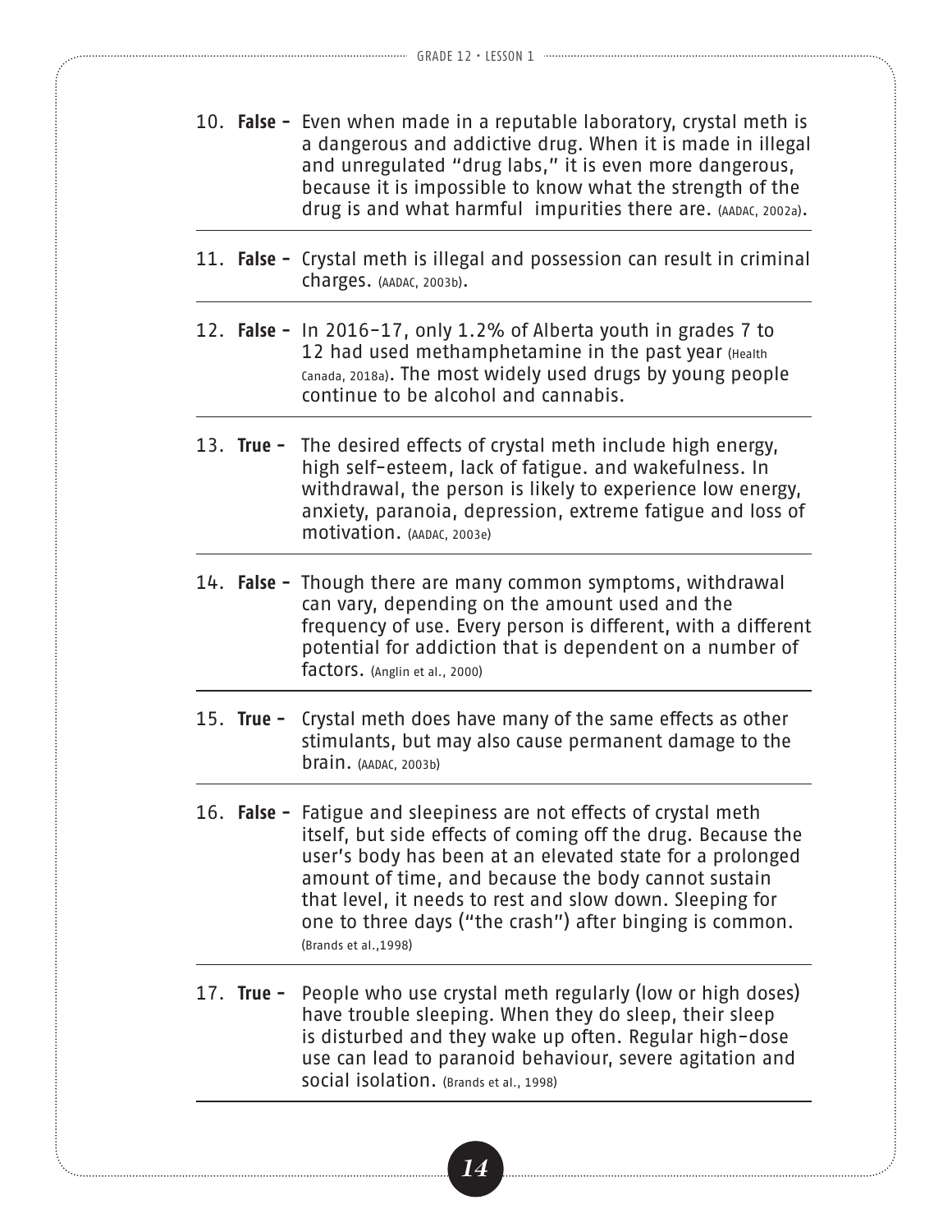10. **False -** Even when made in a reputable laboratory, crystal meth is a dangerous and addictive drug. When it is made in illegal and unregulated "drug labs," it is even more dangerous, because it is impossible to know what the strength of the drug is and what harmful impurities there are. (AADAC, 2002a).

11. **False -** Crystal meth is illegal and possession can result in criminal charges. (AADAC, 2003b).

12. **False -** In 2016-17, only 1.2% of Alberta youth in grades 7 to 12 had used methamphetamine in the past year (Health Canada, 2018a). The most widely used drugs by young people continue to be alcohol and cannabis.

13. **True -** The desired effects of crystal meth include high energy, high self-esteem, lack of fatigue. and wakefulness. In withdrawal, the person is likely to experience low energy, anxiety, paranoia, depression, extreme fatigue and loss of motivation. (AADAC, 2003e)

14. **False -** Though there are many common symptoms, withdrawal can vary, depending on the amount used and the frequency of use. Every person is different, with a different potential for addiction that is dependent on a number of factors. (Anglin et al., 2000)

15. **True -** Crystal meth does have many of the same effects as other stimulants, but may also cause permanent damage to the brain. (AADAC, 2003b)

16. **False -** Fatigue and sleepiness are not effects of crystal meth itself, but side effects of coming off the drug. Because the user's body has been at an elevated state for a prolonged amount of time, and because the body cannot sustain that level, it needs to rest and slow down. Sleeping for one to three days ("the crash") after binging is common. (Brands et al.,1998)

17. **True -** People who use crystal meth regularly (low or high doses) have trouble sleeping. When they do sleep, their sleep is disturbed and they wake up often. Regular high-dose use can lead to paranoid behaviour, severe agitation and social isolation. (Brands et al., 1998)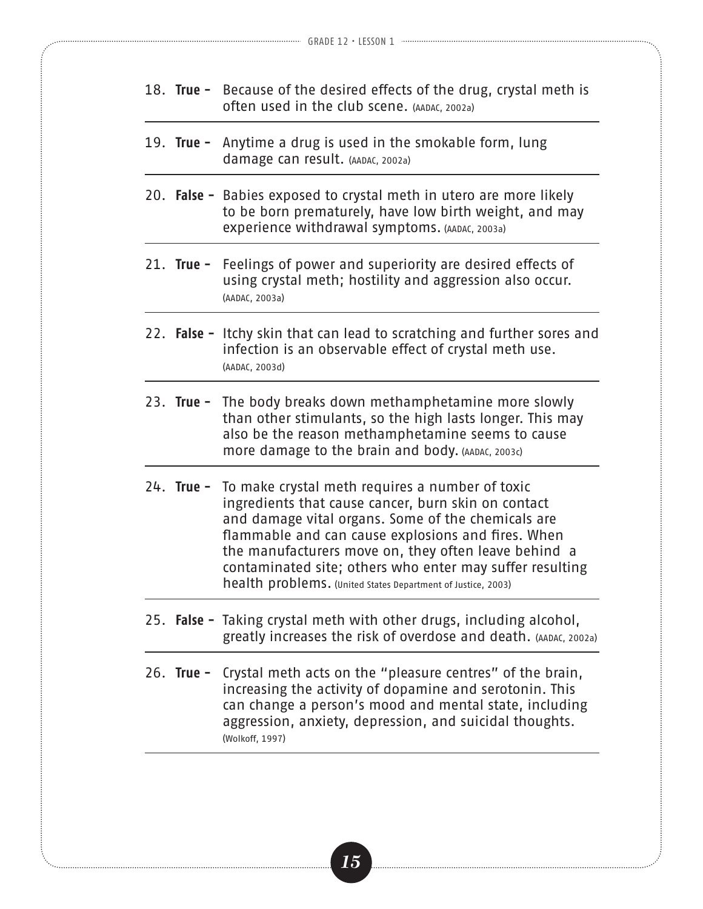18. **True –** Because of the desired effects of the drug, crystal meth is often used in the club scene. (AADAC, 2002a)

19. **True –** Anytime a drug is used in the smokable form, lung damage can result. (AADAC, 2002a)

20. **False –** Babies exposed to crystal meth in utero are more likely to be born prematurely, have low birth weight, and may experience withdrawal symptoms. (AADAC, 2003a)

21. **True –** Feelings of power and superiority are desired effects of using crystal meth; hostility and aggression also occur. (AADAC, 2003a)

22. **False –** Itchy skin that can lead to scratching and further sores and infection is an observable effect of crystal meth use. (AADAC, 2003d)

23. **True –** The body breaks down methamphetamine more slowly than other stimulants, so the high lasts longer. This may also be the reason methamphetamine seems to cause more damage to the brain and body. (AADAC, 2003c)

24. **True –** To make crystal meth requires a number of toxic ingredients that cause cancer, burn skin on contact and damage vital organs. Some of the chemicals are flammable and can cause explosions and fires. When the manufacturers move on, they often leave behind a contaminated site; others who enter may suffer resulting health problems. (United States Department of Justice, 2003)

25. **False –** Taking crystal meth with other drugs, including alcohol, greatly increases the risk of overdose and death. (AADAC, 2002a)

26. **True –** Crystal meth acts on the "pleasure centres" of the brain, increasing the activity of dopamine and serotonin. This can change a person's mood and mental state, including aggression, anxiety, depression, and suicidal thoughts. (Wolkoff, 1997)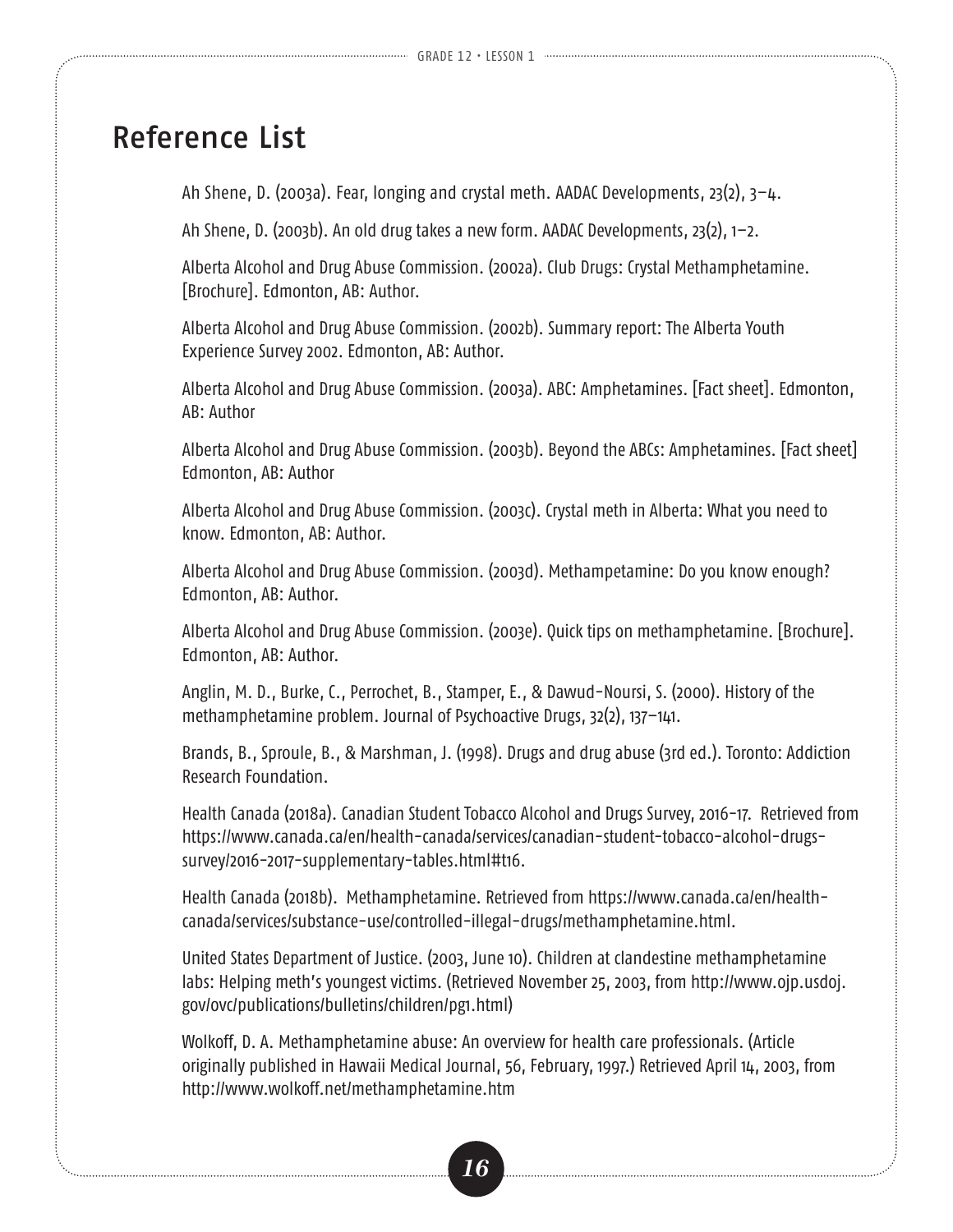# Reference List

Ah Shene, D. (2003a). Fear, longing and crystal meth. AADAC Developments, 23(2), 3–4.

Ah Shene, D. (2003b). An old drug takes a new form. AADAC Developments, 23(2), 1–2.

Alberta Alcohol and Drug Abuse Commission. (2002a). Club Drugs: Crystal Methamphetamine. [Brochure]. Edmonton, AB: Author.

Alberta Alcohol and Drug Abuse Commission. (2002b). Summary report: The Alberta Youth Experience Survey 2002. Edmonton, AB: Author.

Alberta Alcohol and Drug Abuse Commission. (2003a). ABC: Amphetamines. [Fact sheet]. Edmonton, AB: Author

Alberta Alcohol and Drug Abuse Commission. (2003b). Beyond the ABCs: Amphetamines. [Fact sheet] Edmonton, AB: Author

Alberta Alcohol and Drug Abuse Commission. (2003c). Crystal meth in Alberta: What you need to know. Edmonton, AB: Author.

Alberta Alcohol and Drug Abuse Commission. (2003d). Methampetamine: Do you know enough? Edmonton, AB: Author.

Alberta Alcohol and Drug Abuse Commission. (2003e). Quick tips on methamphetamine. [Brochure]. Edmonton, AB: Author.

Anglin, M. D., Burke, C., Perrochet, B., Stamper, E., & Dawud-Noursi, S. (2000). History of the methamphetamine problem. Journal of Psychoactive Drugs, 32(2), 137–141.

Brands, B., Sproule, B., & Marshman, J. (1998). Drugs and drug abuse (3rd ed.). Toronto: Addiction Research Foundation.

Health Canada (2018a). Canadian Student Tobacco Alcohol and Drugs Survey, 2016-17. Retrieved from https://www.canada.ca/en/health-canada/services/canadian-student-tobacco-alcohol-drugs-survey/2016-2017-supplementary-tables.html#t16.

Health Canada (2018b). Methamphetamine. Retrieved from https://www.canada.ca/en/health-canada/services/substance-use/controlled-illegal-drugs/methamphetamine.html.

United States Department of Justice. (2003, June 10). Children at clandestine methamphetamine labs: Helping meth's youngest victims. (Retrieved November 25, 2003, from http://www.ojp.usdoj.gov/ovc/publications/bulletins/children/pg1.html)

Wolkoff, D. A. Methamphetamine abuse: An overview for health care professionals. (Article originally published in Hawaii Medical Journal, 56, February, 1997.) Retrieved April 14, 2003, from http://www.wolkoff.net/methamphetamine.htm